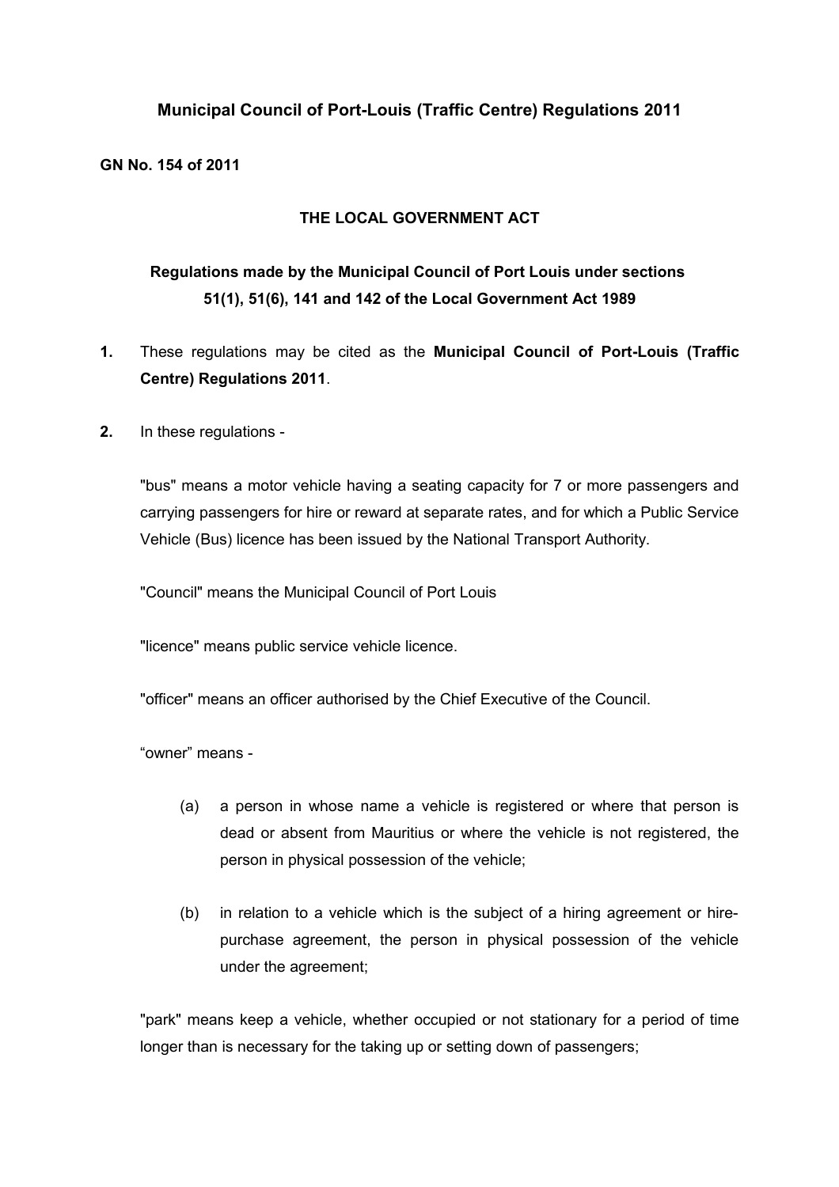# Municipal Council of Port-Louis (Traffic Centre) Regulations 2011

**GN No. 154 of 2011**

## THE LOCAL GOVERNMENT ACT

### Regulations made by the Municipal Council of Port Louis under sections 51(1), 51(6), 141 and 142 of the Local Government Act 1989

**1.** These regulations may be cited as the **Municipal Council of Port-Louis (Traffic Centre) Regulations 2011**.

**2.** In these regulations -

"bus" means a motor vehicle having a seating capacity for 7 or more passengers and carrying passengers for hire or reward at separate rates, and for which a Public Service Vehicle (Bus) licence has been issued by the National Transport Authority.

"Council" means the Municipal Council of Port Louis

"licence" means public service vehicle licence.

"officer" means an officer authorised by the Chief Executive of the Council.

"owner" means -

(a) a person in whose name a vehicle is registered or where that person is dead or absent from Mauritius or where the vehicle is not registered, the person in physical possession of the vehicle;

(b) in relation to a vehicle which is the subject of a hiring agreement or hire-purchase agreement, the person in physical possession of the vehicle under the agreement;

"park" means keep a vehicle, whether occupied or not stationary for a period of time longer than is necessary for the taking up or setting down of passengers;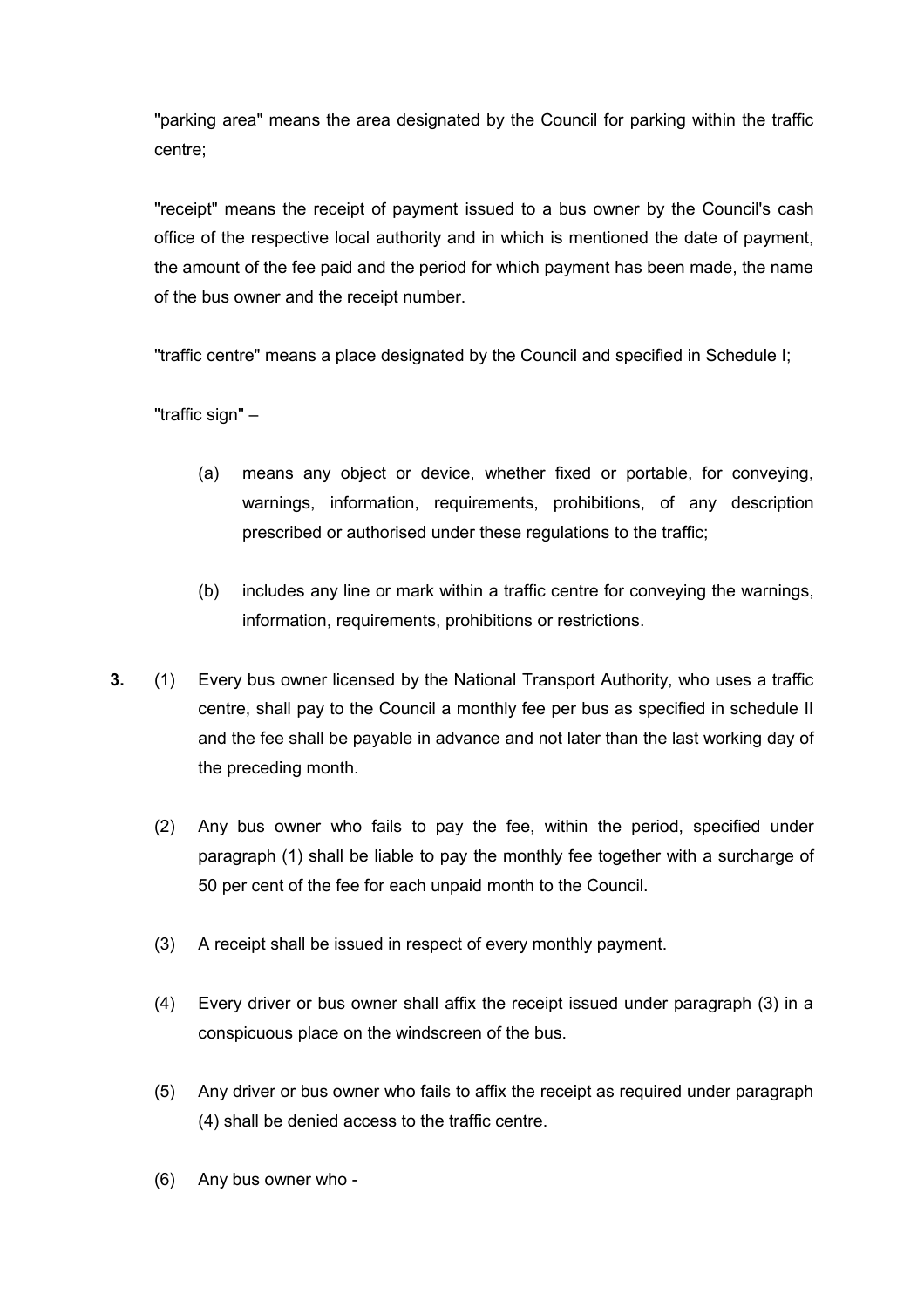"parking area" means the area designated by the Council for parking within the traffic centre;

"receipt" means the receipt of payment issued to a bus owner by the Council's cash office of the respective local authority and in which is mentioned the date of payment, the amount of the fee paid and the period for which payment has been made, the name of the bus owner and the receipt number.

"traffic centre" means a place designated by the Council and specified in Schedule I;

"traffic sign" –

(a) means any object or device, whether fixed or portable, for conveying, warnings, information, requirements, prohibitions, of any description prescribed or authorised under these regulations to the traffic;

(b) includes any line or mark within a traffic centre for conveying the warnings, information, requirements, prohibitions or restrictions.

**3.** (1) Every bus owner licensed by the National Transport Authority, who uses a traffic centre, shall pay to the Council a monthly fee per bus as specified in schedule II and the fee shall be payable in advance and not later than the last working day of the preceding month.

(2) Any bus owner who fails to pay the fee, within the period, specified under paragraph (1) shall be liable to pay the monthly fee together with a surcharge of 50 per cent of the fee for each unpaid month to the Council.

(3) A receipt shall be issued in respect of every monthly payment.

(4) Every driver or bus owner shall affix the receipt issued under paragraph (3) in a conspicuous place on the windscreen of the bus.

(5) Any driver or bus owner who fails to affix the receipt as required under paragraph (4) shall be denied access to the traffic centre.

(6) Any bus owner who -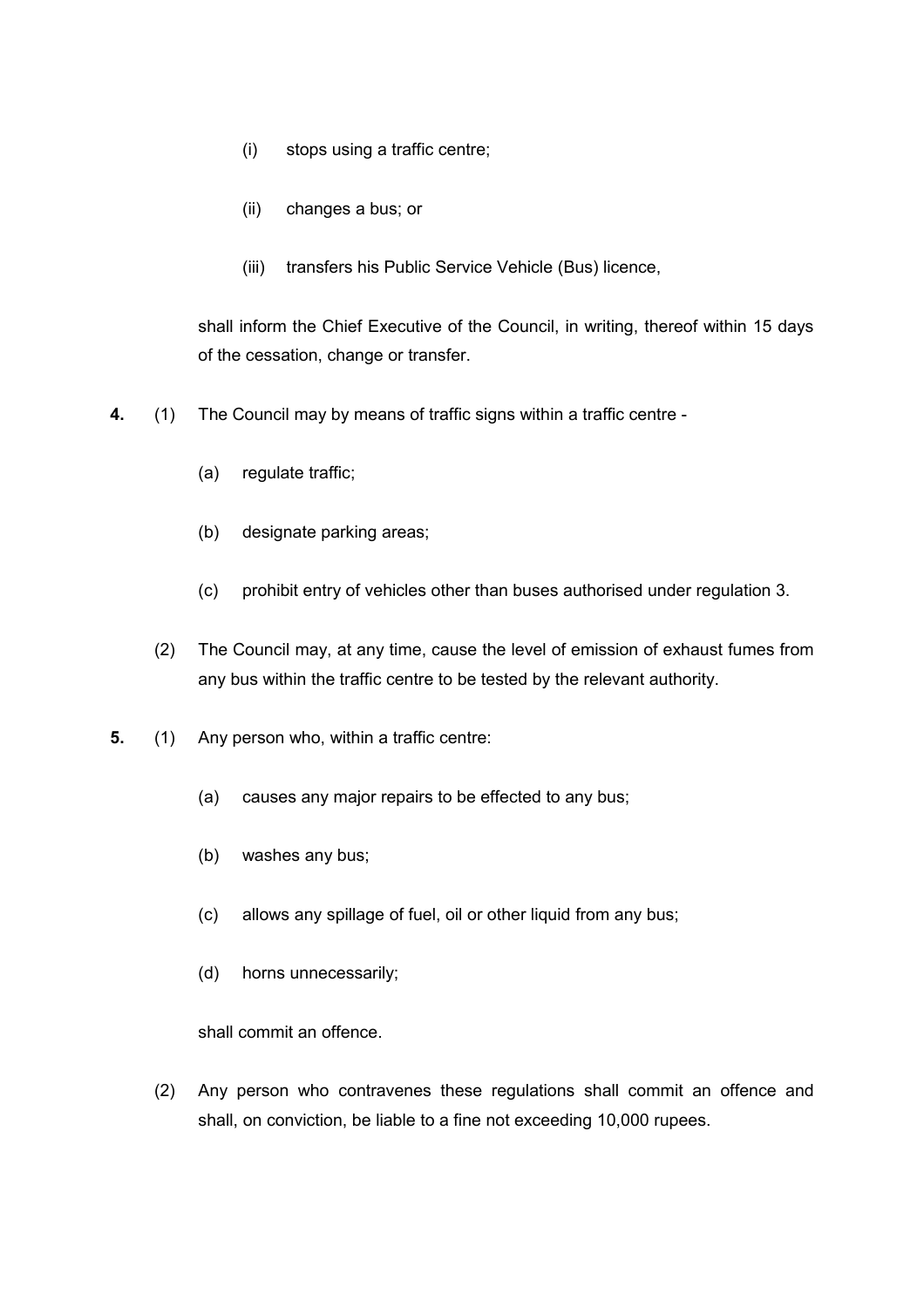(i) stops using a traffic centre;

(ii) changes a bus; or

(iii) transfers his Public Service Vehicle (Bus) licence,

shall inform the Chief Executive of the Council, in writing, thereof within 15 days of the cessation, change or transfer.

**4.** (1) The Council may by means of traffic signs within a traffic centre -

(a) regulate traffic;

(b) designate parking areas;

(c) prohibit entry of vehicles other than buses authorised under regulation 3.

(2) The Council may, at any time, cause the level of emission of exhaust fumes from any bus within the traffic centre to be tested by the relevant authority.

**5.** (1) Any person who, within a traffic centre:

(a) causes any major repairs to be effected to any bus;

(b) washes any bus;

(c) allows any spillage of fuel, oil or other liquid from any bus;

(d) horns unnecessarily;

shall commit an offence.

(2) Any person who contravenes these regulations shall commit an offence and shall, on conviction, be liable to a fine not exceeding 10,000 rupees.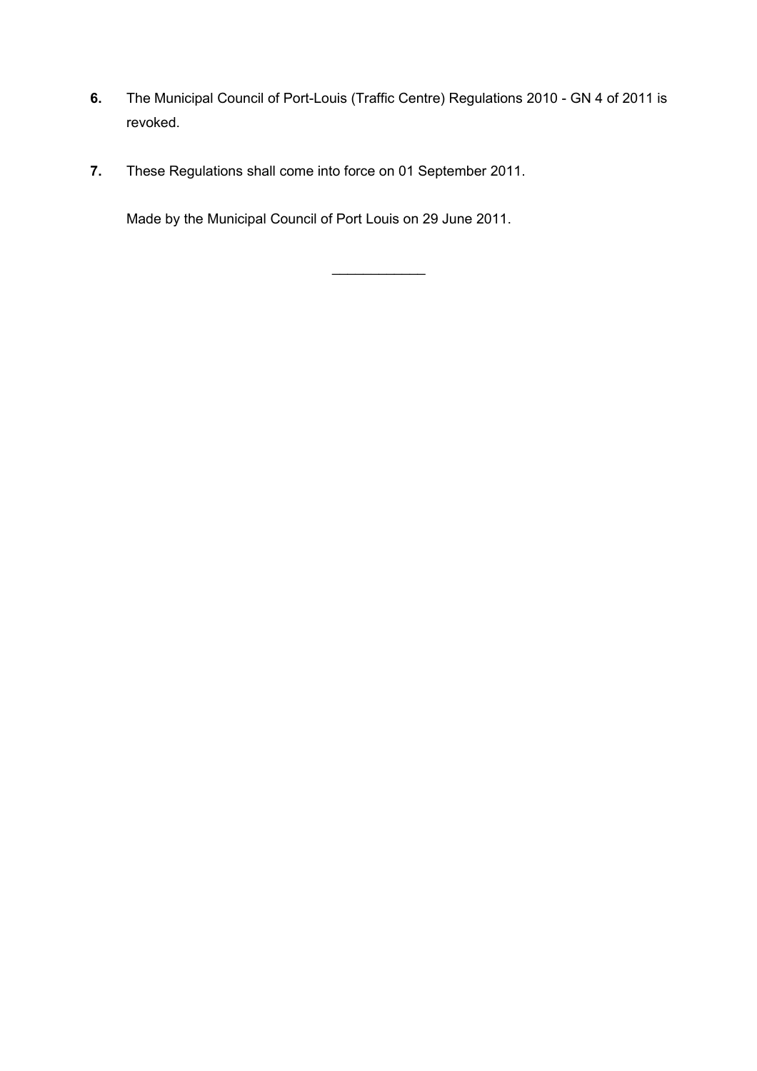**6.** The Municipal Council of Port-Louis (Traffic Centre) Regulations 2010 - GN 4 of 2011 is revoked.

**7.** These Regulations shall come into force on 01 September 2011.

Made by the Municipal Council of Port Louis on 29 June 2011.

---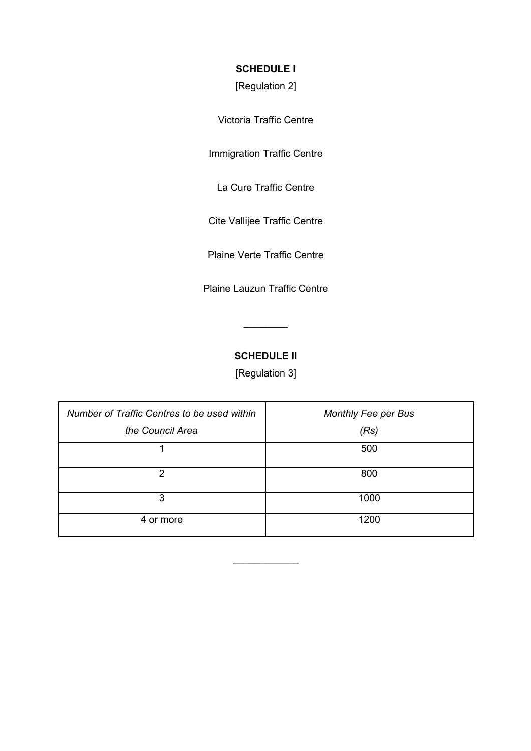**SCHEDULE I**

[Regulation 2]

Victoria Traffic Centre

Immigration Traffic Centre

La Cure Traffic Centre

Cite Vallijee Traffic Centre

Plaine Verte Traffic Centre

Plaine Lauzun Traffic Centre

________

**SCHEDULE II**

[Regulation 3]

| *Number of Traffic Centres to be used within the Council Area* | *Monthly Fee per Bus (Rs)* |
|---|---|
| 1 | 500 |
| 2 | 800 |
| 3 | 1000 |
| 4 or more | 1200 |

___________